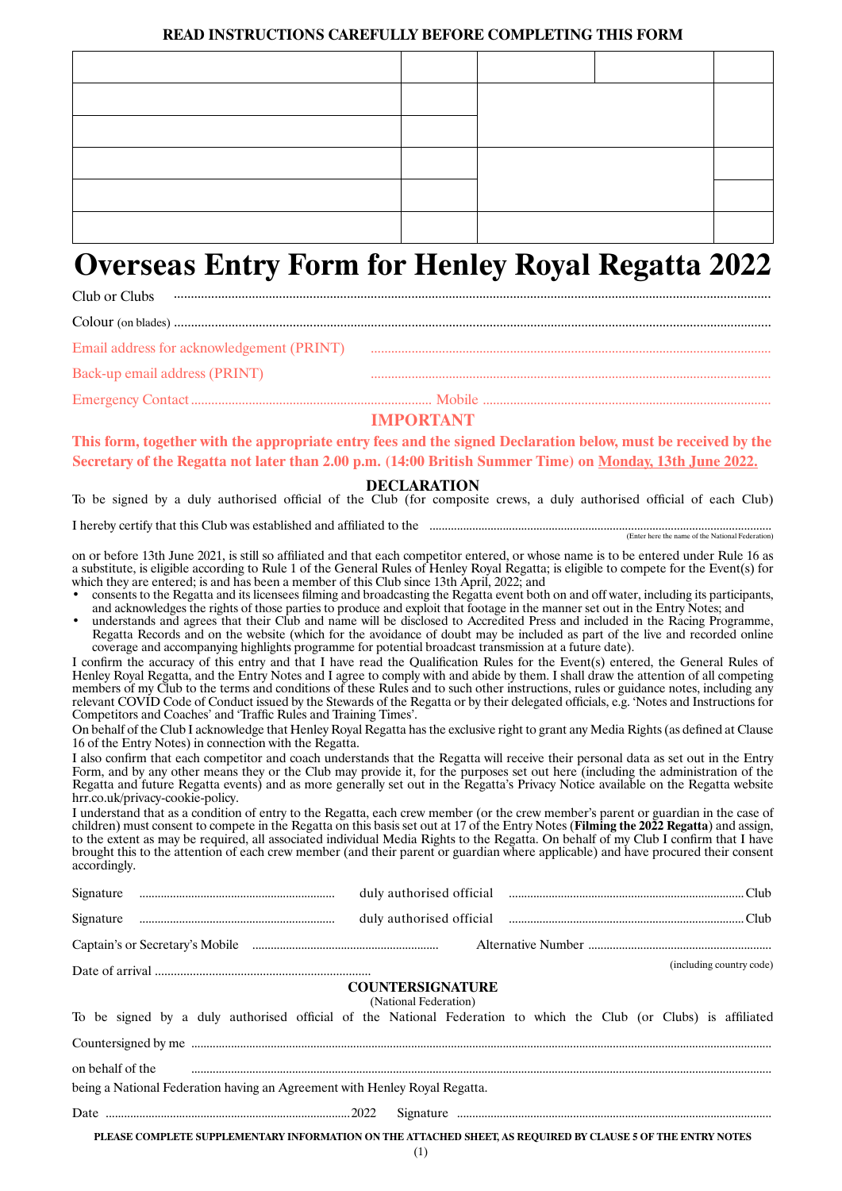**READ INSTRUCTIONS CAREFULLY BEFORE COMPLETING THIS FORM**

| | | | | |
|---|---|---|---|---|
| | | | | |
| | | | | |
| | | | | |
| | | | | |
| | | | | |

# Overseas Entry Form for Henley Royal Regatta 2022

Club or Clubs ..............................................................................................................................................

Colour (on blades) ........................................................................................................................................

Email address for acknowledgement (PRINT) ..............................................................................................

Back-up email address (PRINT) ..................................................................................................................

Emergency Contact ...................................................................... Mobile ....................................................................

## IMPORTANT

**This form, together with the appropriate entry fees and the signed Declaration below, must be received by the Secretary of the Regatta not later than 2.00 p.m. (14:00 British Summer Time) on Monday, 13th June 2022.**

## DECLARATION

To be signed by a duly authorised official of the Club (for composite crews, a duly authorised official of each Club)

I hereby certify that this Club was established and affiliated to the .............................................................................
(Enter here the name of the National Federation)

on or before 13th June 2021, is still so affiliated and that each competitor entered, or whose name is to be entered under Rule 16 as a substitute, is eligible according to Rule 1 of the General Rules of Henley Royal Regatta; is eligible to compete for the Event(s) for which they are entered; and has been a member of this Club since 13th April, 2022; and

- consents to the Regatta and its licensees filming and broadcasting the Regatta event both on and off water, including its participants, and acknowledges the rights of those parties to produce and exploit that footage in the manner set out in the Entry Notes; and
- understands and agrees that their Club and name will be disclosed to Accredited Press and included in the Racing Programme, Regatta Records and on the website (which for the avoidance of doubt may be included as part of the live and recorded online coverage and accompanying highlights programme for potential broadcast transmission at a future date).

I confirm the accuracy of this entry and that I have read the Qualification Rules for the Event(s) entered, the General Rules of Henley Royal Regatta, and the Entry Notes and I agree to comply with and abide by them. I shall draw the attention of all competing members of my Club to the terms and conditions of these Rules and to such other instructions, rules or guidance notes, including any relevant COVID Code of Conduct issued by the Stewards of the Regatta or by their delegated officials, e.g. 'Notes and Instructions for Competitors and Coaches' and 'Traffic Rules and Training Times'.

On behalf of the Club I acknowledge that Henley Royal Regatta has the exclusive right to grant any Media Rights (as defined at Clause 16 of the Entry Notes) in connection with the Regatta.

I also confirm that each competitor and coach understands that the Regatta will receive their personal data as set out in the Entry Form, and by any other means they or the Club may provide it, for the purposes set out here (including the administration of the Regatta and future Regatta events) and as more generally set out in the Regatta's Privacy Notice available on the Regatta website hrr.co.uk/privacy-cookie-policy.

I understand that as a condition of entry to the Regatta, each crew member (or the crew member's parent or guardian in the case of children) must consent to compete in the Regatta on this basis set out at 17 of the Entry Notes (**Filming the 2022 Regatta**) and assign, to the extent as may be required, all associated individual Media Rights to the Regatta. On behalf of my Club I confirm that I have brought this to the attention of each crew member (and their parent or guardian where applicable) and have procured their consent accordingly.

Signature ................................................ duly authorised official ................................................ Club

Signature ................................................ duly authorised official ................................................ Club

Captain's or Secretary's Mobile ................................................ Alternative Number ................................................
(including country code)

Date of arrival ................................................

## COUNTERSIGNATURE

(National Federation)

To be signed by a duly authorised official of the National Federation to which the Club (or Clubs) is affiliated

Countersigned by me ..............................................................................................................................

on behalf of the ..............................................................................................................................

being a National Federation having an Agreement with Henley Royal Regatta.

Date ................................................ 2022 Signature ................................................

**PLEASE COMPLETE SUPPLEMENTARY INFORMATION ON THE ATTACHED SHEET, AS REQUIRED BY CLAUSE 5 OF THE ENTRY NOTES**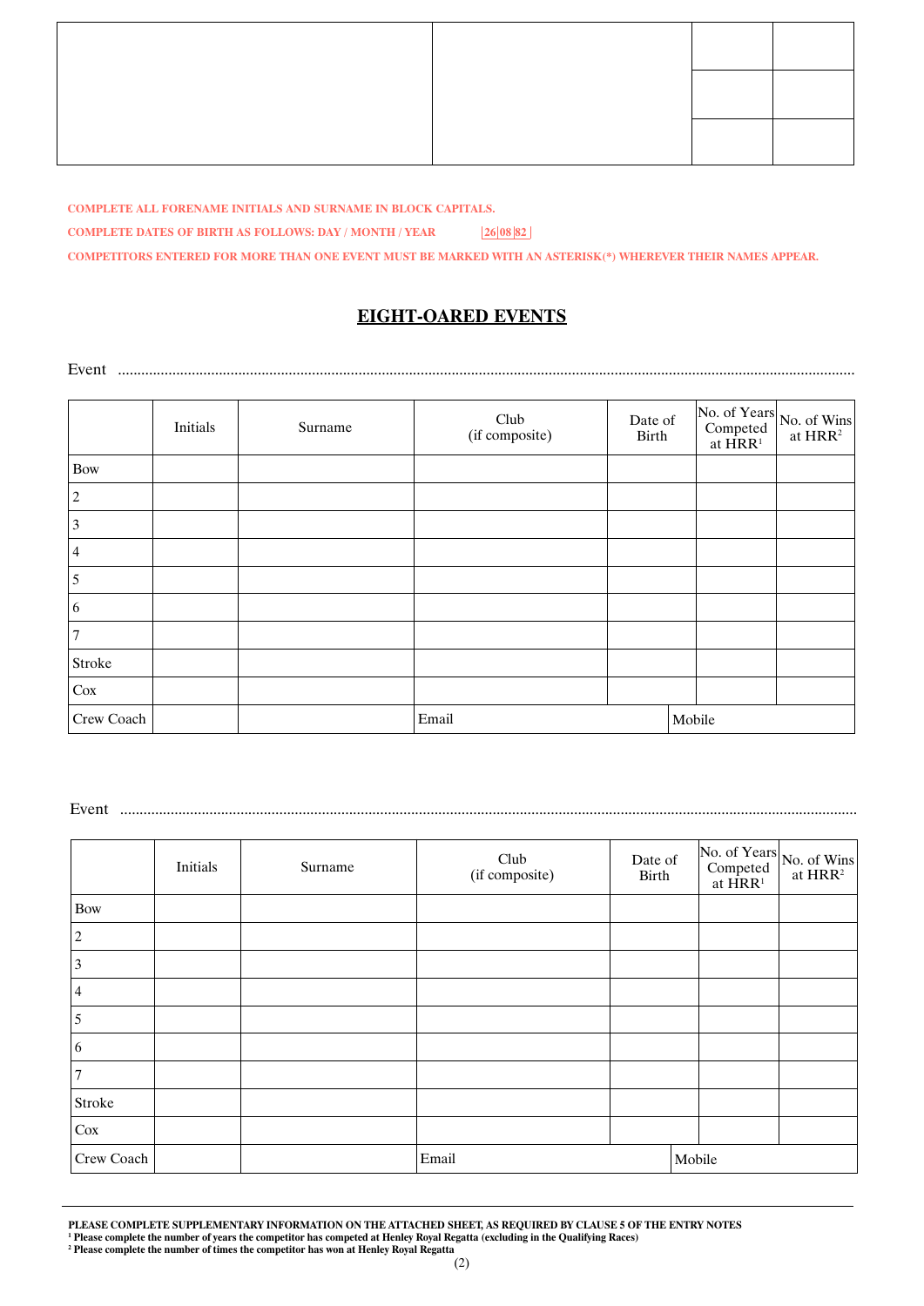| | | | |
|---|---|---|---|
| | | | |
| | | | |
| | | | |

**COMPLETE ALL FORENAME INITIALS AND SURNAME IN BLOCK CAPITALS.**

**COMPLETE DATES OF BIRTH AS FOLLOWS: DAY / MONTH / YEAR** | 26 | 08 | 82 |

**COMPETITORS ENTERED FOR MORE THAN ONE EVENT MUST BE MARKED WITH AN ASTERISK(*) WHEREVER THEIR NAMES APPEAR.**

# EIGHT-OARED EVENTS

Event ..........................................................................................................................................................................

| | Initials | Surname | Club (if composite) | Date of Birth | No. of Years Competed at HRR[1] | No. of Wins at HRR[2] |
|---|---|---|---|---|---|---|
| Bow | | | | | | |
| 2 | | | | | | |
| 3 | | | | | | |
| 4 | | | | | | |
| 5 | | | | | | |
| 6 | | | | | | |
| 7 | | | | | | |
| Stroke | | | | | | |
| Cox | | | | | | |
| Crew Coach | | | Email | | Mobile | |

Event ..........................................................................................................................................................................

| | Initials | Surname | Club (if composite) | Date of Birth | No. of Years Competed at HRR[1] | No. of Wins at HRR[2] |
|---|---|---|---|---|---|---|
| Bow | | | | | | |
| 2 | | | | | | |
| 3 | | | | | | |
| 4 | | | | | | |
| 5 | | | | | | |
| 6 | | | | | | |
| 7 | | | | | | |
| Stroke | | | | | | |
| Cox | | | | | | |
| Crew Coach | | | Email | | Mobile | |

**PLEASE COMPLETE SUPPLEMENTARY INFORMATION ON THE ATTACHED SHEET, AS REQUIRED BY CLAUSE 5 OF THE ENTRY NOTES**

**[1] Please complete the number of years the competitor has competed at Henley Royal Regatta (excluding in the Qualifying Races)**

**[2] Please complete the number of times the competitor has won at Henley Royal Regatta**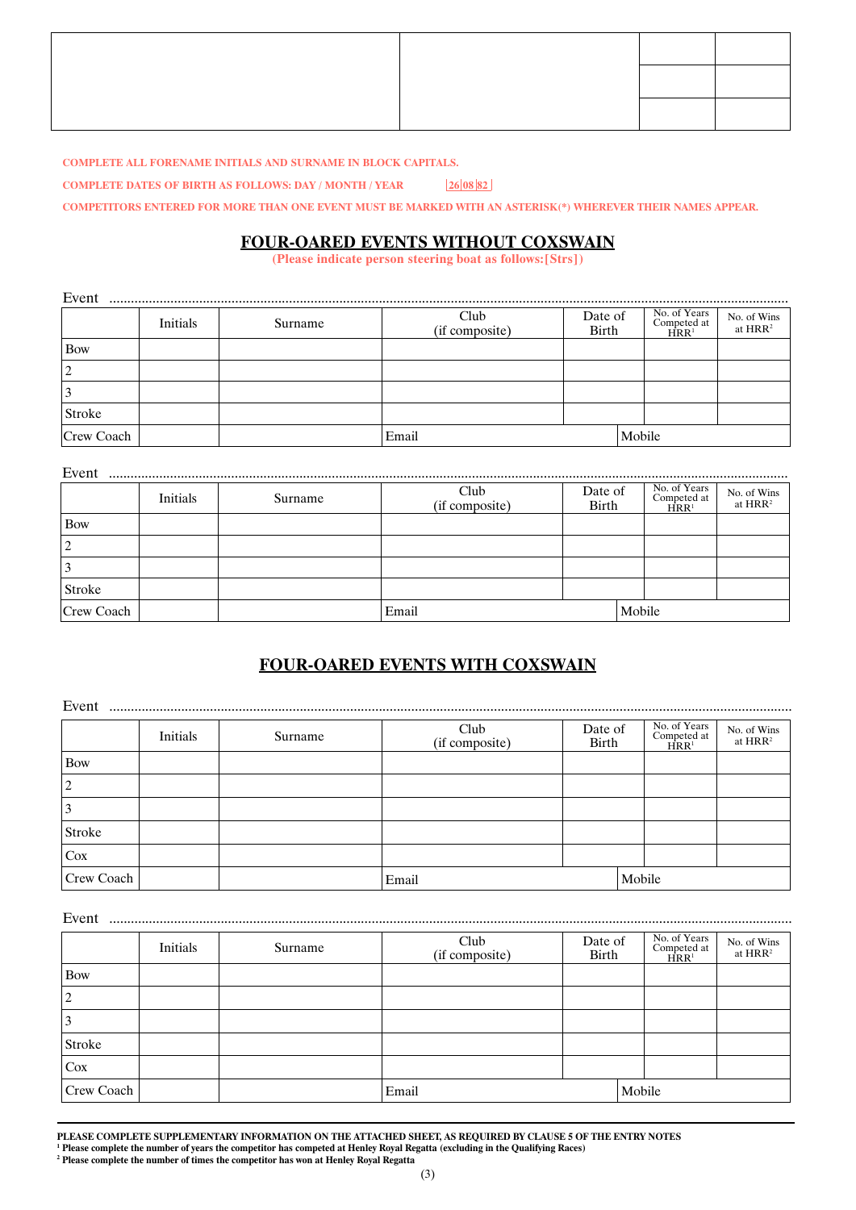| | | | |
|---|---|---|---|
| | | | |
| | | | |
| | | | |

**COMPLETE ALL FORENAME INITIALS AND SURNAME IN BLOCK CAPITALS.**

**COMPLETE DATES OF BIRTH AS FOLLOWS: DAY / MONTH / YEAR** | 26 | 08 | 82 |

**COMPETITORS ENTERED FOR MORE THAN ONE EVENT MUST BE MARKED WITH AN ASTERISK(*) WHEREVER THEIR NAMES APPEAR.**

## FOUR-OARED EVENTS WITHOUT COXSWAIN

**(Please indicate person steering boat as follows:[Strs])**

Event ..........................................................................................................

| | Initials | Surname | Club (if composite) | Date of Birth | No. of Years Competed at HRR[1] | No. of Wins at HRR[2] |
|---|---|---|---|---|---|---|
| Bow | | | | | | |
| 2 | | | | | | |
| 3 | | | | | | |
| Stroke | | | | | | |
| Crew Coach | | | Email | | Mobile | |

Event ..........................................................................................................

| | Initials | Surname | Club (if composite) | Date of Birth | No. of Years Competed at HRR[1] | No. of Wins at HRR[2] |
|---|---|---|---|---|---|---|
| Bow | | | | | | |
| 2 | | | | | | |
| 3 | | | | | | |
| Stroke | | | | | | |
| Crew Coach | | | Email | | Mobile | |

## FOUR-OARED EVENTS WITH COXSWAIN

Event ..........................................................................................................

| | Initials | Surname | Club (if composite) | Date of Birth | No. of Years Competed at HRR[1] | No. of Wins at HRR[2] |
|---|---|---|---|---|---|---|
| Bow | | | | | | |
| 2 | | | | | | |
| 3 | | | | | | |
| Stroke | | | | | | |
| Cox | | | | | | |
| Crew Coach | | | Email | | Mobile | |

Event ..........................................................................................................

| | Initials | Surname | Club (if composite) | Date of Birth | No. of Years Competed at HRR[1] | No. of Wins at HRR[2] |
|---|---|---|---|---|---|---|
| Bow | | | | | | |
| 2 | | | | | | |
| 3 | | | | | | |
| Stroke | | | | | | |
| Cox | | | | | | |
| Crew Coach | | | Email | | Mobile | |

**PLEASE COMPLETE SUPPLEMENTARY INFORMATION ON THE ATTACHED SHEET, AS REQUIRED BY CLAUSE 5 OF THE ENTRY NOTES**

[1] **Please complete the number of years the competitor has competed at Henley Royal Regatta (excluding in the Qualifying Races)**

[2] **Please complete the number of times the competitor has won at Henley Royal Regatta**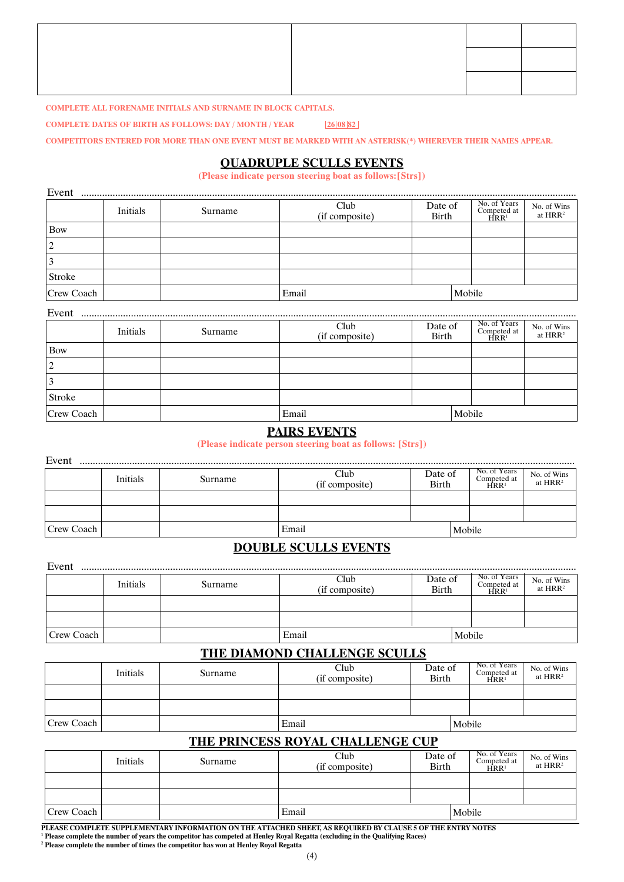| | | | |
|---|---|---|---|
| | | | |
| | | | |
| | | | |

**COMPLETE ALL FORENAME INITIALS AND SURNAME IN BLOCK CAPITALS.**

**COMPLETE DATES OF BIRTH AS FOLLOWS: DAY / MONTH / YEAR** |26|08|82|

**COMPETITORS ENTERED FOR MORE THAN ONE EVENT MUST BE MARKED WITH AN ASTERISK(*) WHEREVER THEIR NAMES APPEAR.**

## QUADRUPLE SCULLS EVENTS

**(Please indicate person steering boat as follows:[Strs])**

Event ..........................................................................................................................................................................

| | Initials | Surname | Club (if composite) | Date of Birth | No. of Years Competed at HRR[1] | No. of Wins at HRR[2] |
|---|---|---|---|---|---|---|
| Bow | | | | | | |
| 2 | | | | | | |
| 3 | | | | | | |
| Stroke | | | | | | |
| Crew Coach | | | Email | | Mobile | |

Event ..........................................................................................................................................................................

| | Initials | Surname | Club (if composite) | Date of Birth | No. of Years Competed at HRR[1] | No. of Wins at HRR[2] |
|---|---|---|---|---|---|---|
| Bow | | | | | | |
| 2 | | | | | | |
| 3 | | | | | | |
| Stroke | | | | | | |
| Crew Coach | | | Email | | Mobile | |

## PAIRS EVENTS

**(Please indicate person steering boat as follows: [Strs])**

Event ..........................................................................................................................................................................

| | Initials | Surname | Club (if composite) | Date of Birth | No. of Years Competed at HRR[1] | No. of Wins at HRR[2] |
|---|---|---|---|---|---|---|
| | | | | | | |
| | | | | | | |
| Crew Coach | | | Email | | Mobile | |

## DOUBLE SCULLS EVENTS

Event ..........................................................................................................................................................................

| | Initials | Surname | Club (if composite) | Date of Birth | No. of Years Competed at HRR[1] | No. of Wins at HRR[2] |
|---|---|---|---|---|---|---|
| | | | | | | |
| | | | | | | |
| Crew Coach | | | Email | | Mobile | |

## THE DIAMOND CHALLENGE SCULLS

| | Initials | Surname | Club (if composite) | Date of Birth | No. of Years Competed at HRR[1] | No. of Wins at HRR[2] |
|---|---|---|---|---|---|---|
| | | | | | | |
| | | | | | | |
| Crew Coach | | | Email | | Mobile | |

## THE PRINCESS ROYAL CHALLENGE CUP

| | Initials | Surname | Club (if composite) | Date of Birth | No. of Years Competed at HRR[1] | No. of Wins at HRR[2] |
|---|---|---|---|---|---|---|
| | | | | | | |
| | | | | | | |
| Crew Coach | | | Email | | Mobile | |

**PLEASE COMPLETE SUPPLEMENTARY INFORMATION ON THE ATTACHED SHEET, AS REQUIRED BY CLAUSE 5 OF THE ENTRY NOTES**

**[1] Please complete the number of years the competitor has competed at Henley Royal Regatta (excluding in the Qualifying Races)**

**[2] Please complete the number of times the competitor has won at Henley Royal Regatta**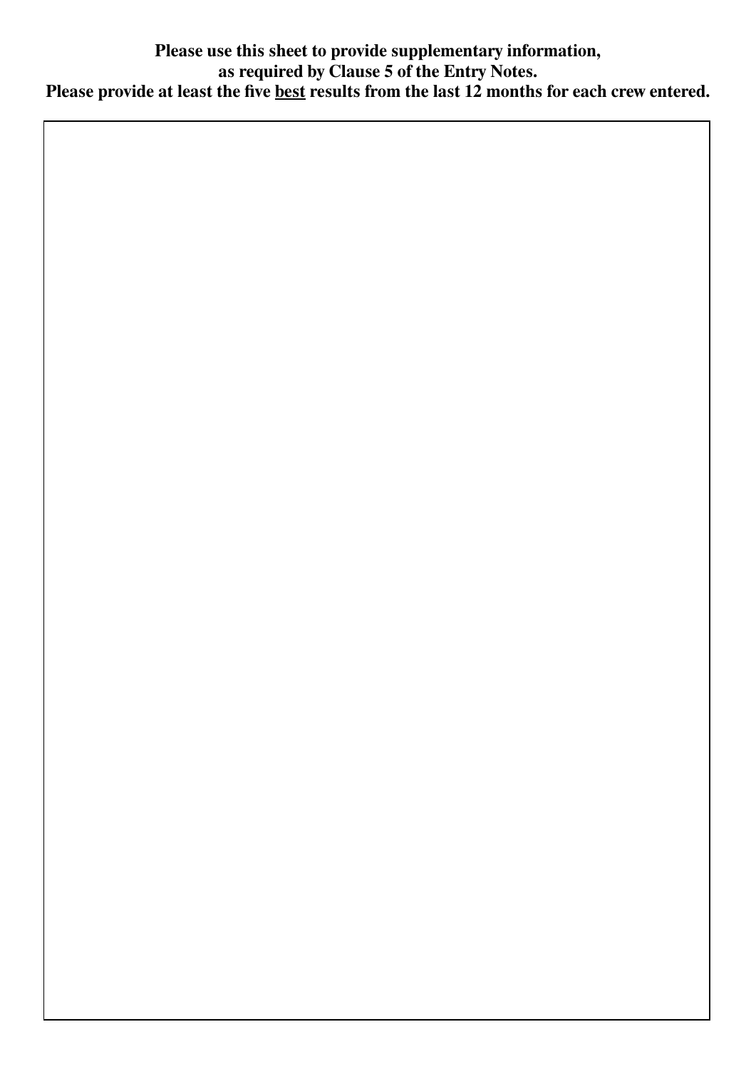**Please use this sheet to provide supplementary information, as required by Clause 5 of the Entry Notes.**

**Please provide at least the five <u>best</u> results from the last 12 months for each crew entered.**